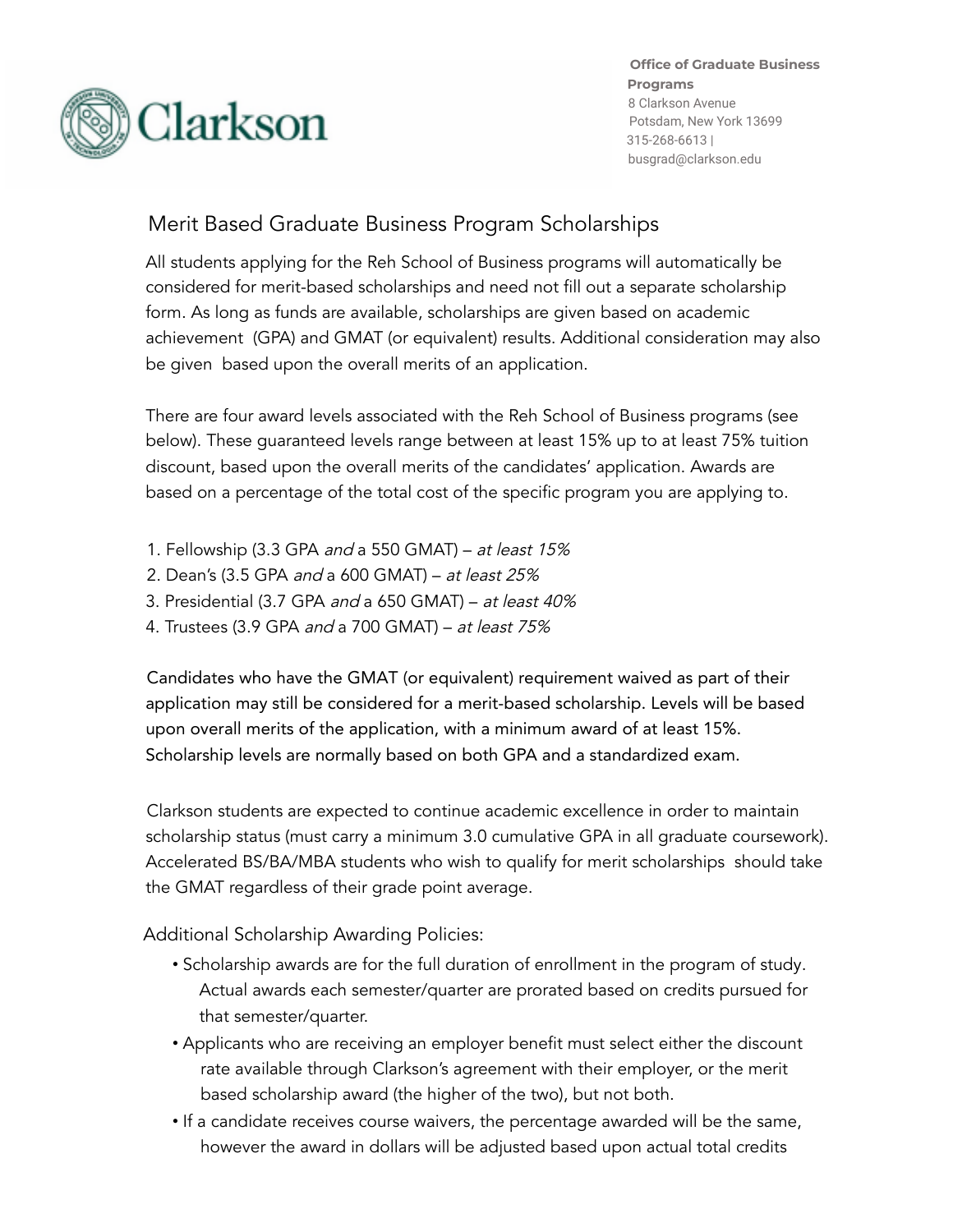**Office of Graduate Business Programs**
8 Clarkson Avenue
Potsdam, New York 13699
315-268-6613 |
busgrad@clarkson.edu

# Merit Based Graduate Business Program Scholarships

All students applying for the Reh School of Business programs will automatically be considered for merit-based scholarships and need not fill out a separate scholarship form. As long as funds are available, scholarships are given based on academic achievement (GPA) and GMAT (or equivalent) results. Additional consideration may also be given based upon the overall merits of an application.

There are four award levels associated with the Reh School of Business programs (see below). These guaranteed levels range between at least 15% up to at least 75% tuition discount, based upon the overall merits of the candidates' application. Awards are based on a percentage of the total cost of the specific program you are applying to.

1. Fellowship (3.3 GPA *and* a 550 GMAT) – *at least 15%*
2. Dean's (3.5 GPA *and* a 600 GMAT) – *at least 25%*
3. Presidential (3.7 GPA *and* a 650 GMAT) – *at least 40%*
4. Trustees (3.9 GPA *and* a 700 GMAT) – *at least 75%*

Candidates who have the GMAT (or equivalent) requirement waived as part of their application may still be considered for a merit-based scholarship. Levels will be based upon overall merits of the application, with a minimum award of at least 15%. Scholarship levels are normally based on both GPA and a standardized exam.

Clarkson students are expected to continue academic excellence in order to maintain scholarship status (must carry a minimum 3.0 cumulative GPA in all graduate coursework). Accelerated BS/BA/MBA students who wish to qualify for merit scholarships should take the GMAT regardless of their grade point average.

## Additional Scholarship Awarding Policies:

- Scholarship awards are for the full duration of enrollment in the program of study. Actual awards each semester/quarter are prorated based on credits pursued for that semester/quarter.
- Applicants who are receiving an employer benefit must select either the discount rate available through Clarkson's agreement with their employer, or the merit based scholarship award (the higher of the two), but not both.
- If a candidate receives course waivers, the percentage awarded will be the same, however the award in dollars will be adjusted based upon actual total credits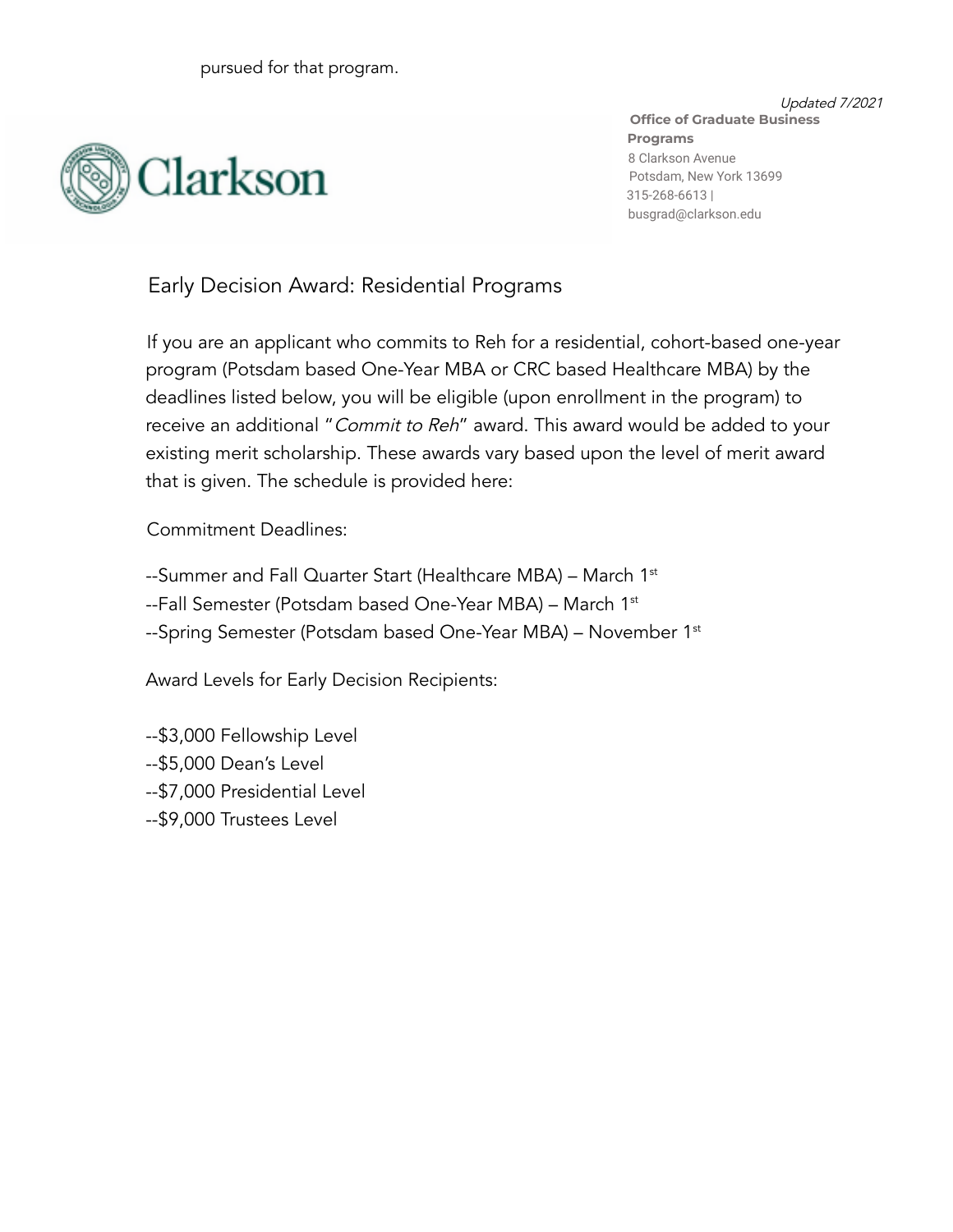pursued for that program.

*Updated 7/2021*

**Office of Graduate Business Programs**
8 Clarkson Avenue
Potsdam, New York 13699
315-268-6613 |
busgrad@clarkson.edu

## Early Decision Award: Residential Programs

If you are an applicant who commits to Reh for a residential, cohort-based one-year program (Potsdam based One-Year MBA or CRC based Healthcare MBA) by the deadlines listed below, you will be eligible (upon enrollment in the program) to receive an additional "*Commit to Reh*" award. This award would be added to your existing merit scholarship. These awards vary based upon the level of merit award that is given. The schedule is provided here:

Commitment Deadlines:

--Summer and Fall Quarter Start (Healthcare MBA) – March 1st
--Fall Semester (Potsdam based One-Year MBA) – March 1st
--Spring Semester (Potsdam based One-Year MBA) – November 1st

Award Levels for Early Decision Recipients:

--$3,000 Fellowship Level
--$5,000 Dean's Level
--$7,000 Presidential Level
--$9,000 Trustees Level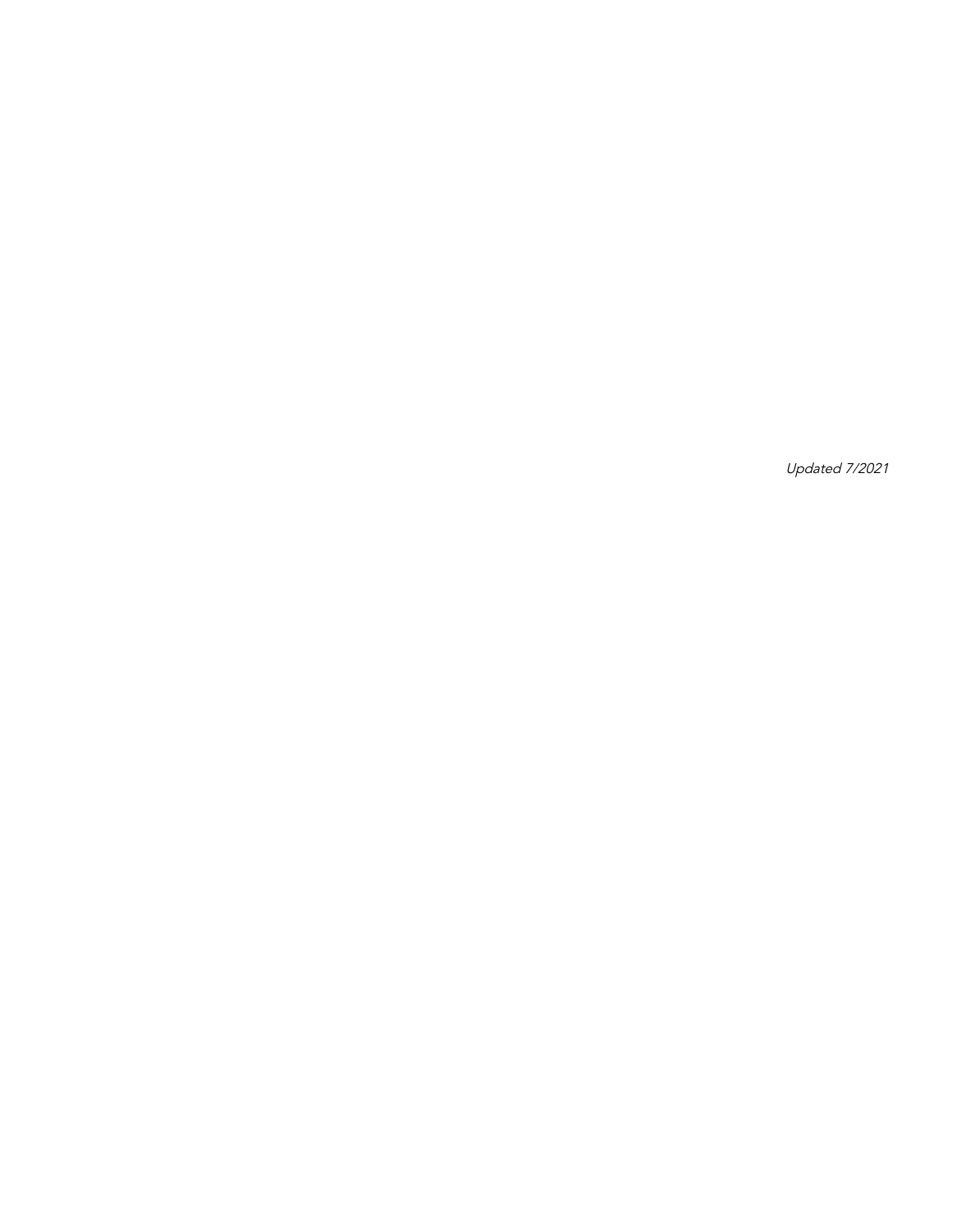*Updated 7/2021*